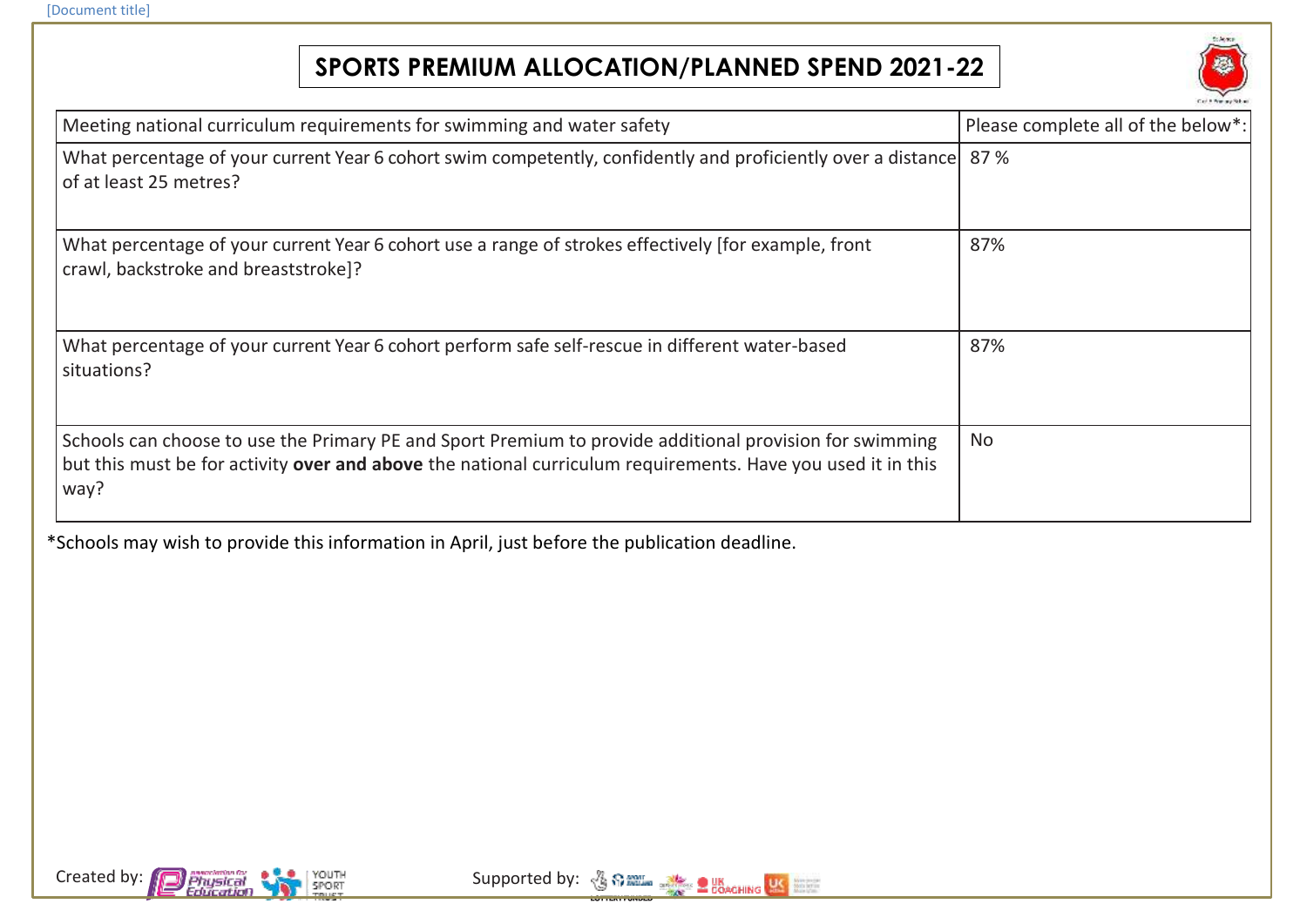# SPORTS PREMIUM ALLOCATION/PLANNED SPEND 2021-22

| Meeting national curriculum requirements for swimming and water safety | Please complete all of the below*: |
|---|---|
| What percentage of your current Year 6 cohort swim competently, confidently and proficiently over a distance of at least 25 metres? | 87 % |
| What percentage of your current Year 6 cohort use a range of strokes effectively [for example, front crawl, backstroke and breaststroke]? | 87% |
| What percentage of your current Year 6 cohort perform safe self-rescue in different water-based situations? | 87% |
| Schools can choose to use the Primary PE and Sport Premium to provide additional provision for swimming but this must be for activity **over and above** the national curriculum requirements. Have you used it in this way? | No |

*Schools may wish to provide this information in April, just before the publication deadline.

Created by:

Supported by: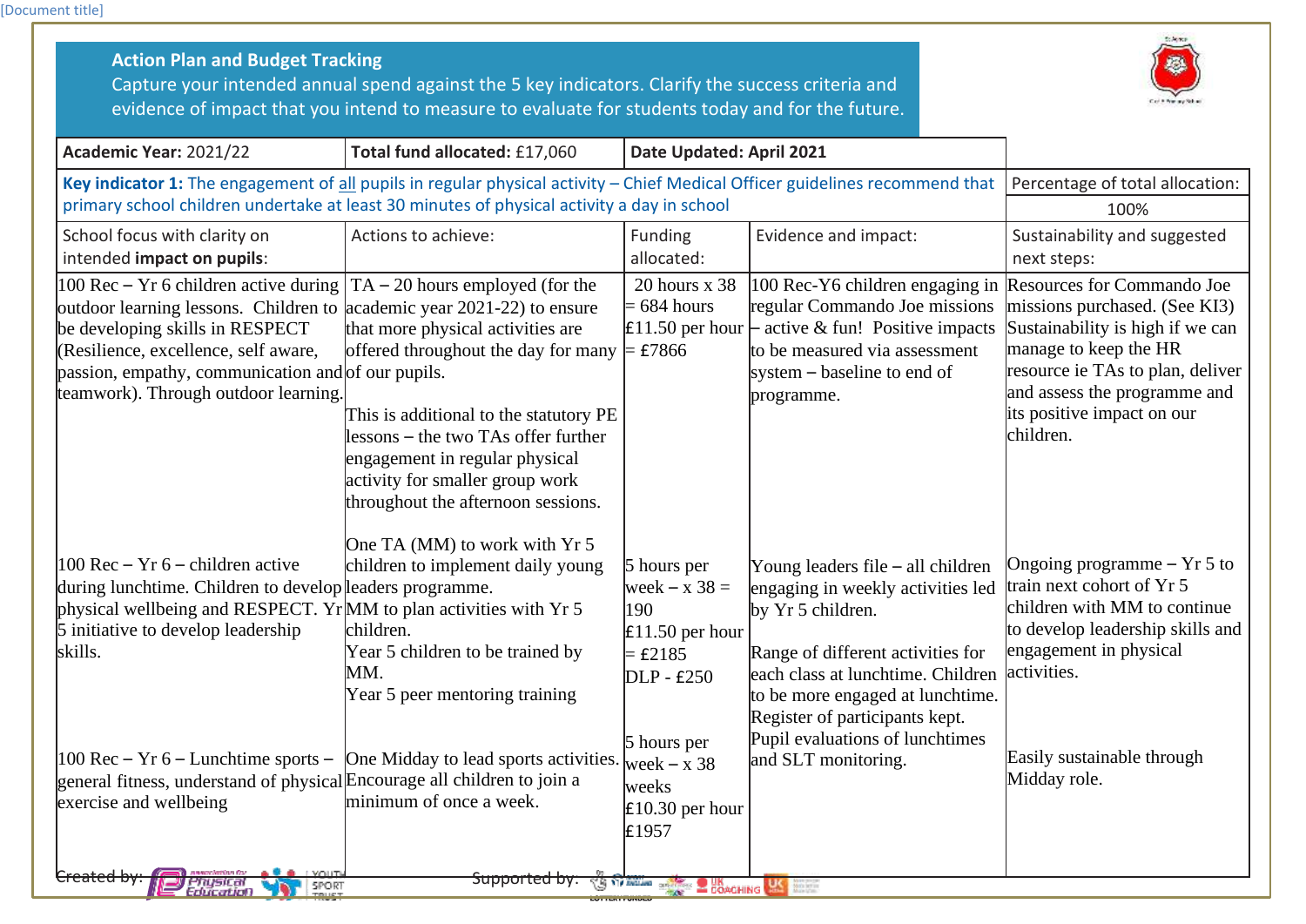## Action Plan and Budget Tracking

Capture your intended annual spend against the 5 key indicators. Clarify the success criteria and evidence of impact that you intend to measure to evaluate for students today and for the future.

| Academic Year: 2021/22 | Total fund allocated: £17,060 | Date Updated: April 2021 | | |
|---|---|---|---|---|
| **Key indicator 1:** The engagement of all pupils in regular physical activity – Chief Medical Officer guidelines recommend that primary school children undertake at least 30 minutes of physical activity a day in school | | | | Percentage of total allocation: 100% |
| School focus with clarity on intended **impact on pupils**: | Actions to achieve: | Funding allocated: | Evidence and impact: | Sustainability and suggested next steps: |
| 100 Rec – Yr 6 children active during outdoor learning lessons. Children to be developing skills in RESPECT (Resilience, excellence, self aware, passion, empathy, communication and teamwork). Through outdoor learning. | TA – 20 hours employed (for the academic year 2021-22) to ensure that more physical activities are offered throughout the day for many of our pupils.<br><br>This is additional to the statutory PE lessons – the two TAs offer further engagement in regular physical activity for smaller group work throughout the afternoon sessions. | 20 hours x 38 = 684 hours £11.50 per hour = £7866 | 100 Rec-Y6 children engaging in regular Commando Joe missions – active & fun! Positive impacts to be measured via assessment system – baseline to end of programme. | Resources for Commando Joe missions purchased. (See KI3) Sustainability is high if we can manage to keep the HR resource ie TAs to plan, deliver and assess the programme and its positive impact on our children. |
| 100 Rec – Yr 6 – children active during lunchtime. Children to develop physical wellbeing and RESPECT. Yr 5 initiative to develop leadership skills. | One TA (MM) to work with Yr 5 children to implement daily young leaders programme.<br>MM to plan activities with Yr 5 children.<br>Year 5 children to be trained by MM.<br>Year 5 peer mentoring training | 5 hours per week – x 38 = 190<br>£11.50 per hour = £2185<br>DLP - £250 | Young leaders file – all children engaging in weekly activities led by Yr 5 children.<br><br>Range of different activities for each class at lunchtime. Children to be more engaged at lunchtime. Register of participants kept. Pupil evaluations of lunchtimes and SLT monitoring. | Ongoing programme – Yr 5 to train next cohort of Yr 5 children with MM to continue to develop leadership skills and engagement in physical activities. |
| 100 Rec – Yr 6 – Lunchtime sports – general fitness, understand of physical exercise and wellbeing | One Midday to lead sports activities. Encourage all children to join a minimum of once a week. | 5 hours per week – x 38 weeks<br>£10.30 per hour<br>£1957 | | Easily sustainable through Midday role. |

Created by: Association for Physical Education, Youth Sport Trust

Supported by: Sport England, UK Coaching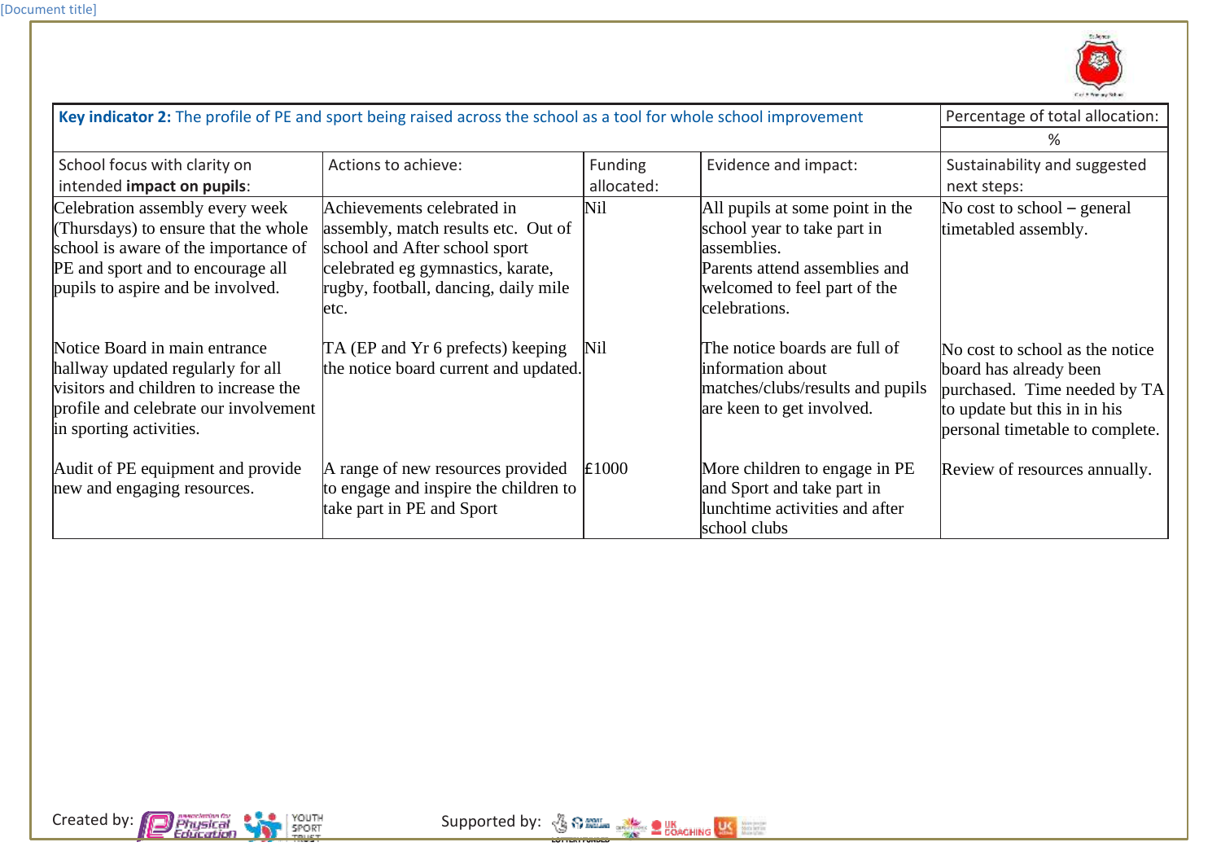| **Key indicator 2:** The profile of PE and sport being raised across the school as a tool for whole school improvement | | | | Percentage of total allocation: |
|---|---|---|---|---|
| | | | | % |
| School focus with clarity on intended **impact on pupils**: | Actions to achieve: | Funding allocated: | Evidence and impact: | Sustainability and suggested next steps: |
| Celebration assembly every week (Thursdays) to ensure that the whole school is aware of the importance of PE and sport and to encourage all pupils to aspire and be involved. | Achievements celebrated in assembly, match results etc. Out of school and After school sport celebrated eg gymnastics, karate, rugby, football, dancing, daily mile etc. | Nil | All pupils at some point in the school year to take part in assemblies.<br>Parents attend assemblies and welcomed to feel part of the celebrations. | No cost to school – general timetabled assembly. |
| Notice Board in main entrance hallway updated regularly for all visitors and children to increase the profile and celebrate our involvement in sporting activities. | TA (EP and Yr 6 prefects) keeping the notice board current and updated. | Nil | The notice boards are full of information about matches/clubs/results and pupils are keen to get involved. | No cost to school as the notice board has already been purchased. Time needed by TA to update but this in in his personal timetable to complete. |
| Audit of PE equipment and provide new and engaging resources. | A range of new resources provided to engage and inspire the children to take part in PE and Sport | £1000 | More children to engage in PE and Sport and take part in lunchtime activities and after school clubs | Review of resources annually. |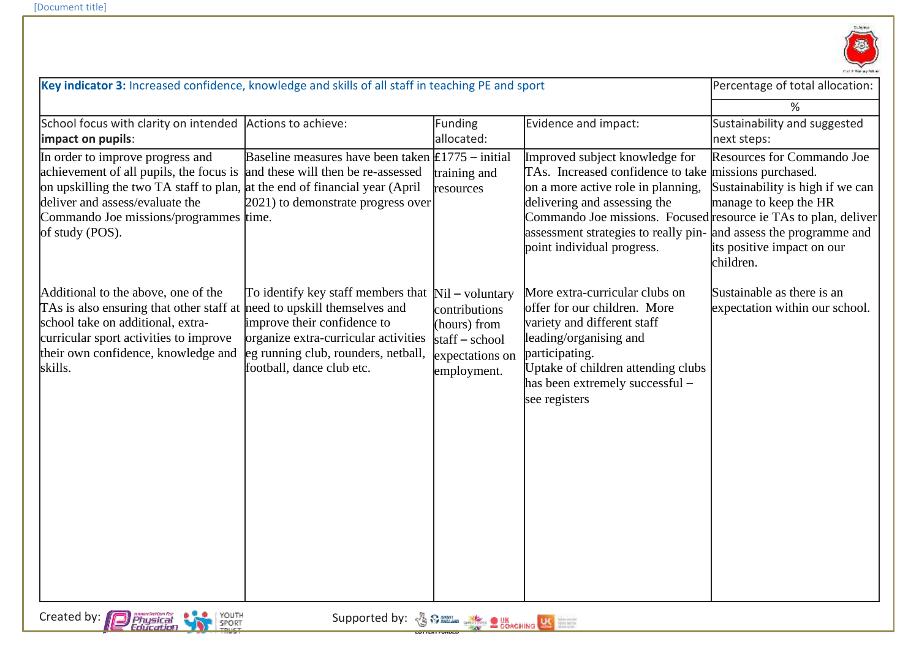| Key indicator 3: Increased confidence, knowledge and skills of all staff in teaching PE and sport | | | | Percentage of total allocation: |
|---|---|---|---|---|
| | | | | % |
| School focus with clarity on intended **impact on pupils**: | Actions to achieve: | Funding allocated: | Evidence and impact: | Sustainability and suggested next steps: |
| In order to improve progress and achievement of all pupils, the focus is on upskilling the two TA staff to plan, deliver and assess/evaluate the Commando Joe missions/programmes of study (POS). | Baseline measures have been taken and these will then be re-assessed at the end of financial year (April 2021) to demonstrate progress over time. | £1775 – initial training and resources | Improved subject knowledge for TAs. Increased confidence to take on a more active role in planning, delivering and assessing the Commando Joe missions. Focused assessment strategies to really pin-point individual progress. | Resources for Commando Joe missions purchased. Sustainability is high if we can manage to keep the HR resource ie TAs to plan, deliver and assess the programme and its positive impact on our children. |
| Additional to the above, one of the TAs is also ensuring that other staff at school take on additional, extra-curricular sport activities to improve their own confidence, knowledge and skills. | To identify key staff members that need to upskill themselves and improve their confidence to organize extra-curricular activities eg running club, rounders, netball, football, dance club etc. | Nil – voluntary contributions (hours) from staff – school expectations on employment. | More extra-curricular clubs on offer for our children. More variety and different staff leading/organising and participating. Uptake of children attending clubs has been extremely successful – see registers | Sustainable as there is an expectation within our school. |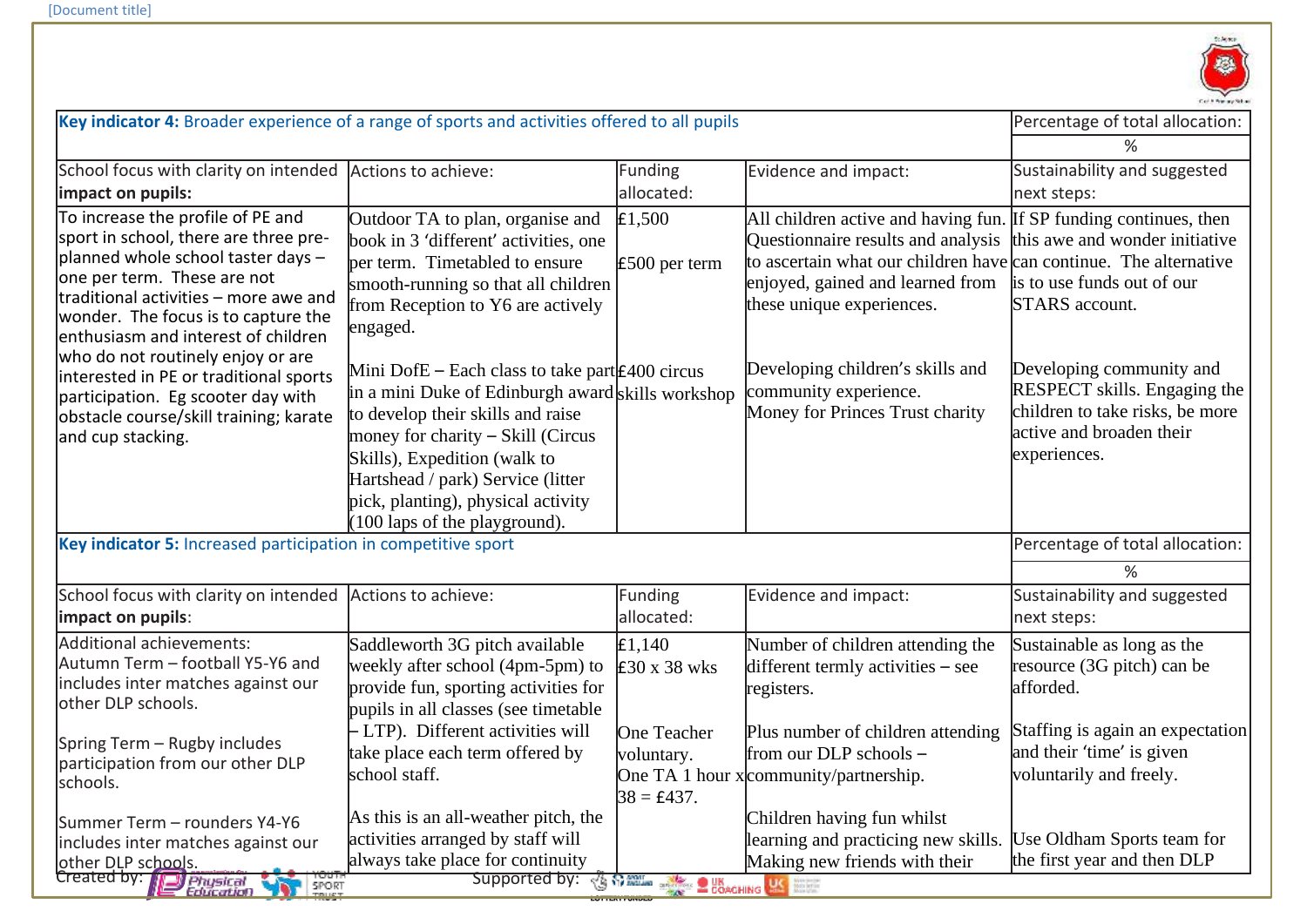| **Key indicator 4:** Broader experience of a range of sports and activities offered to all pupils | | | | Percentage of total allocation: |
|---|---|---|---|---|
| | | | | % |
| School focus with clarity on intended **impact on pupils:** | Actions to achieve: | Funding allocated: | Evidence and impact: | Sustainability and suggested next steps: |
| To increase the profile of PE and sport in school, there are three pre-planned whole school taster days – one per term. These are not traditional activities – more awe and wonder. The focus is to capture the enthusiasm and interest of children who do not routinely enjoy or are interested in PE or traditional sports participation. Eg scooter day with obstacle course/skill training; karate and cup stacking. | Outdoor TA to plan, organise and book in 3 'different' activities, one per term. Timetabled to ensure smooth-running so that all children from Reception to Y6 are actively engaged.<br><br>Mini DofE – Each class to take part in a mini Duke of Edinburgh award to develop their skills and raise money for charity – Skill (Circus Skills), Expedition (walk to Hartshead / park) Service (litter pick, planting), physical activity (100 laps of the playground). | £1,500<br><br>£500 per term<br><br>£400 circus skills workshop | All children active and having fun. Questionnaire results and analysis to ascertain what our children have enjoyed, gained and learned from these unique experiences.<br><br>Developing children's skills and community experience.<br>Money for Princes Trust charity | If SP funding continues, then this awe and wonder initiative can continue. The alternative is to use funds out of our STARS account.<br><br>Developing community and RESPECT skills. Engaging the children to take risks, be more active and broaden their experiences. |
| **Key indicator 5:** Increased participation in competitive sport | | | | Percentage of total allocation: |
| | | | | % |
| School focus with clarity on intended **impact on pupils**: | Actions to achieve: | Funding allocated: | Evidence and impact: | Sustainability and suggested next steps: |
| Additional achievements:<br>Autumn Term – football Y5-Y6 and includes inter matches against our other DLP schools.<br><br>Spring Term – Rugby includes participation from our other DLP schools.<br><br>Summer Term – rounders Y4-Y6 includes inter matches against our other DLP schools. | Saddleworth 3G pitch available weekly after school (4pm-5pm) to provide fun, sporting activities for pupils in all classes (see timetable – LTP). Different activities will take place each term offered by school staff.<br><br>As this is an all-weather pitch, the activities arranged by staff will always take place for continuity | £1,140<br>£30 x 38 wks<br><br>One Teacher voluntary.<br>One TA 1 hour x 38 = £437. | Number of children attending the different termly activities – see registers.<br><br>Plus number of children attending from our DLP schools – community/partnership.<br><br>Children having fun whilst learning and practicing new skills. Making new friends with their | Sustainable as long as the resource (3G pitch) can be afforded.<br><br>Staffing is again an expectation and their 'time' is given voluntarily and freely.<br><br>Use Oldham Sports team for the first year and then DLP |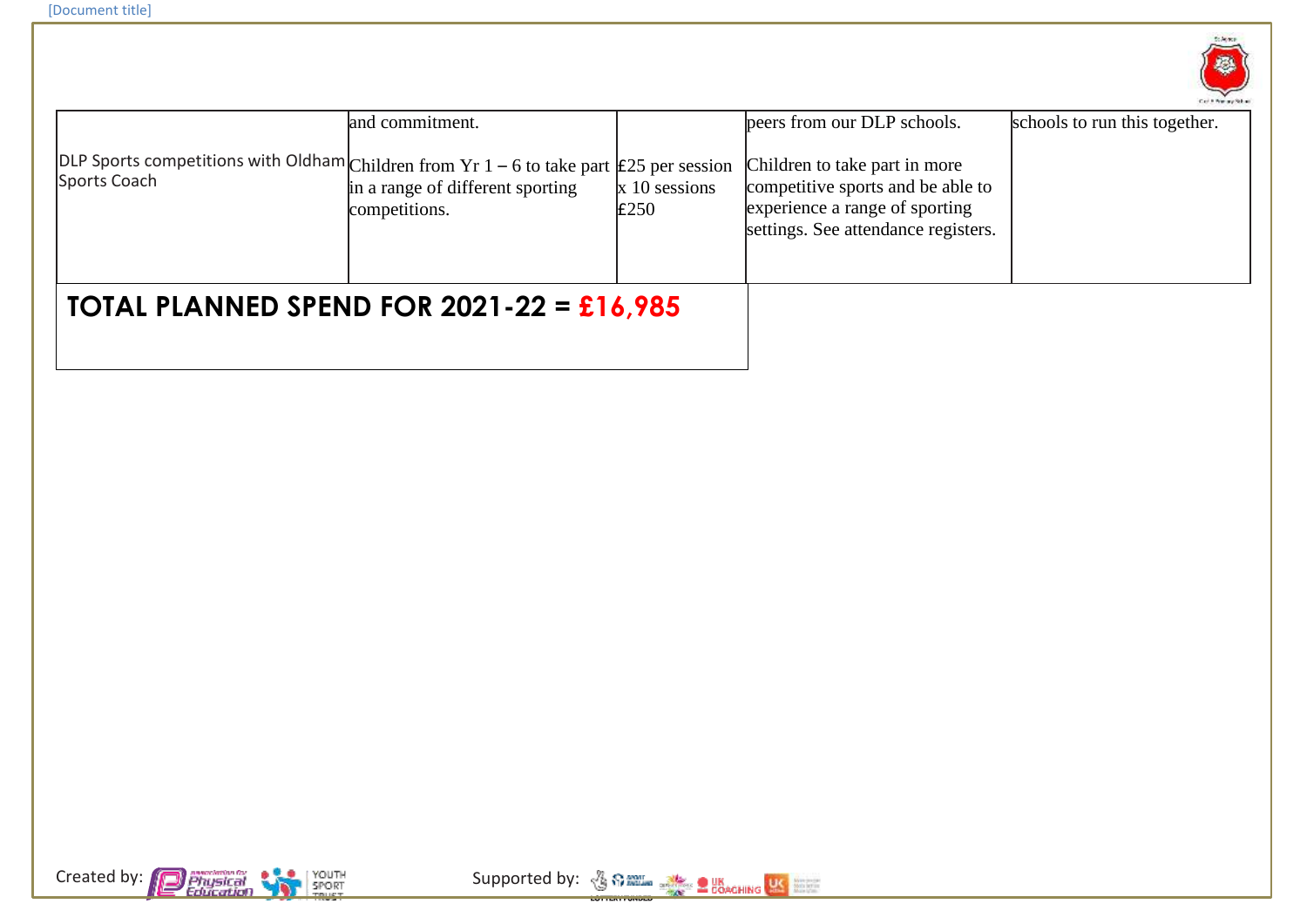| | | | | |
|---|---|---|---|---|
| | and commitment. | | peers from our DLP schools. | schools to run this together. |
| DLP Sports competitions with Oldham Sports Coach | Children from Yr 1 – 6 to take part in a range of different sporting competitions. | £25 per session x 10 sessions £250 | Children to take part in more competitive sports and be able to experience a range of sporting settings. See attendance registers. | |

**TOTAL PLANNED SPEND FOR 2021-22 = £16,985**

Created by: Association for Physical Education, Youth Sport Trust

Supported by: Sport England, UK Coaching, UK Active